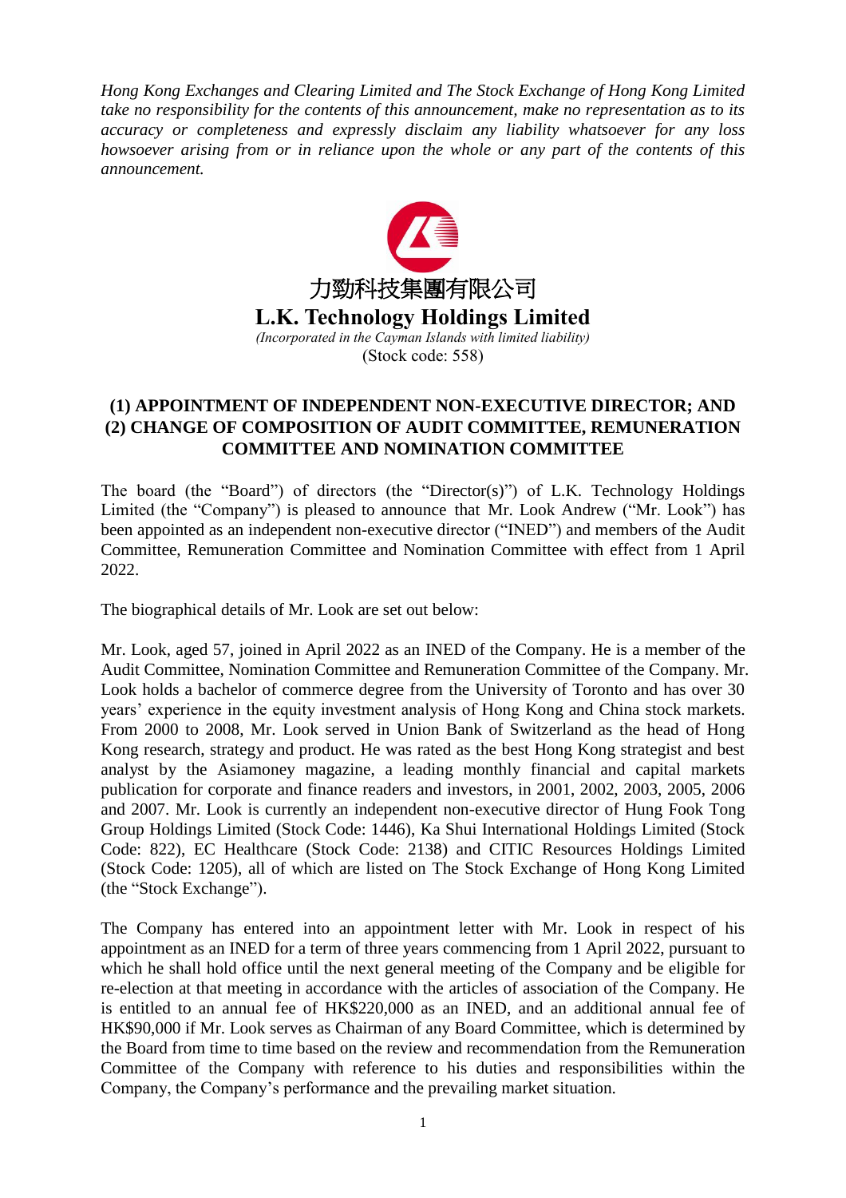*Hong Kong Exchanges and Clearing Limited and The Stock Exchange of Hong Kong Limited take no responsibility for the contents of this announcement, make no representation as to its accuracy or completeness and expressly disclaim any liability whatsoever for any loss howsoever arising from or in reliance upon the whole or any part of the contents of this announcement.*

力勁科技集團有限公司

**L.K. Technology Holdings Limited**

*(Incorporated in the Cayman Islands with limited liability)*

(Stock code: 558)

## (1) APPOINTMENT OF INDEPENDENT NON-EXECUTIVE DIRECTOR; AND (2) CHANGE OF COMPOSITION OF AUDIT COMMITTEE, REMUNERATION COMMITTEE AND NOMINATION COMMITTEE

The board (the "Board") of directors (the "Director(s)") of L.K. Technology Holdings Limited (the "Company") is pleased to announce that Mr. Look Andrew ("Mr. Look") has been appointed as an independent non-executive director ("INED") and members of the Audit Committee, Remuneration Committee and Nomination Committee with effect from 1 April 2022.

The biographical details of Mr. Look are set out below:

Mr. Look, aged 57, joined in April 2022 as an INED of the Company. He is a member of the Audit Committee, Nomination Committee and Remuneration Committee of the Company. Mr. Look holds a bachelor of commerce degree from the University of Toronto and has over 30 years' experience in the equity investment analysis of Hong Kong and China stock markets. From 2000 to 2008, Mr. Look served in Union Bank of Switzerland as the head of Hong Kong research, strategy and product. He was rated as the best Hong Kong strategist and best analyst by the Asiamoney magazine, a leading monthly financial and capital markets publication for corporate and finance readers and investors, in 2001, 2002, 2003, 2005, 2006 and 2007. Mr. Look is currently an independent non-executive director of Hung Fook Tong Group Holdings Limited (Stock Code: 1446), Ka Shui International Holdings Limited (Stock Code: 822), EC Healthcare (Stock Code: 2138) and CITIC Resources Holdings Limited (Stock Code: 1205), all of which are listed on The Stock Exchange of Hong Kong Limited (the "Stock Exchange").

The Company has entered into an appointment letter with Mr. Look in respect of his appointment as an INED for a term of three years commencing from 1 April 2022, pursuant to which he shall hold office until the next general meeting of the Company and be eligible for re-election at that meeting in accordance with the articles of association of the Company. He is entitled to an annual fee of HK$220,000 as an INED, and an additional annual fee of HK$90,000 if Mr. Look serves as Chairman of any Board Committee, which is determined by the Board from time to time based on the review and recommendation from the Remuneration Committee of the Company with reference to his duties and responsibilities within the Company, the Company's performance and the prevailing market situation.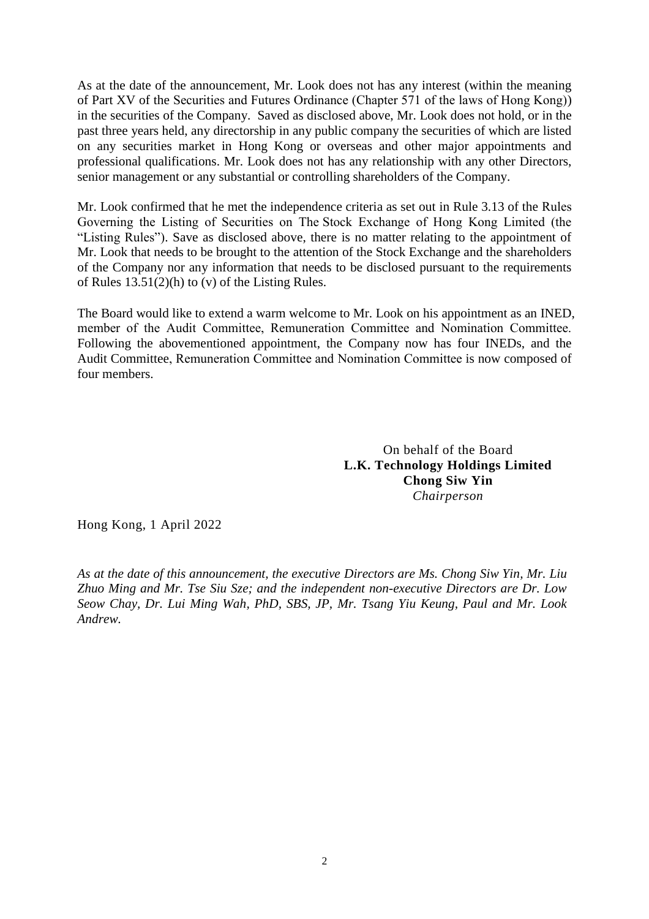As at the date of the announcement, Mr. Look does not has any interest (within the meaning of Part XV of the Securities and Futures Ordinance (Chapter 571 of the laws of Hong Kong)) in the securities of the Company. Saved as disclosed above, Mr. Look does not hold, or in the past three years held, any directorship in any public company the securities of which are listed on any securities market in Hong Kong or overseas and other major appointments and professional qualifications. Mr. Look does not has any relationship with any other Directors, senior management or any substantial or controlling shareholders of the Company.

Mr. Look confirmed that he met the independence criteria as set out in Rule 3.13 of the Rules Governing the Listing of Securities on The Stock Exchange of Hong Kong Limited (the "Listing Rules"). Save as disclosed above, there is no matter relating to the appointment of Mr. Look that needs to be brought to the attention of the Stock Exchange and the shareholders of the Company nor any information that needs to be disclosed pursuant to the requirements of Rules 13.51(2)(h) to (v) of the Listing Rules.

The Board would like to extend a warm welcome to Mr. Look on his appointment as an INED, member of the Audit Committee, Remuneration Committee and Nomination Committee. Following the abovementioned appointment, the Company now has four INEDs, and the Audit Committee, Remuneration Committee and Nomination Committee is now composed of four members.

On behalf of the Board
**L.K. Technology Holdings Limited**
**Chong Siw Yin**
*Chairperson*

Hong Kong, 1 April 2022

*As at the date of this announcement, the executive Directors are Ms. Chong Siw Yin, Mr. Liu Zhuo Ming and Mr. Tse Siu Sze; and the independent non-executive Directors are Dr. Low Seow Chay, Dr. Lui Ming Wah, PhD, SBS, JP, Mr. Tsang Yiu Keung, Paul and Mr. Look Andrew.*